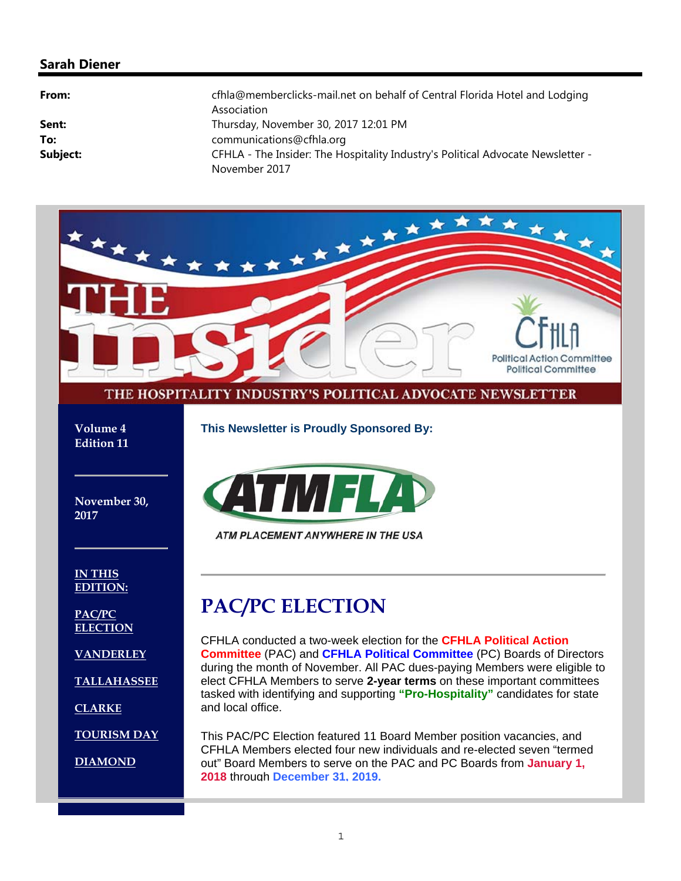## Sarah Diener

| | |
|---|---|
| **From:** | cfhla@memberclicks-mail.net on behalf of Central Florida Hotel and Lodging Association |
| **Sent:** | Thursday, November 30, 2017 12:01 PM |
| **To:** | communications@cfhla.org |
| **Subject:** | CFHLA - The Insider: The Hospitality Industry's Political Advocate Newsletter - November 2017 |

THE insider

CFHLA Political Action Committee Political Committee

THE HOSPITALITY INDUSTRY'S POLITICAL ADVOCATE NEWSLETTER

**Volume 4**
**Edition 11**

**November 30, 2017**

**IN THIS EDITION:**

**PAC/PC ELECTION**

**VANDERLEY**

**TALLAHASSEE**

**CLARKE**

**TOURISM DAY**

**DIAMOND**

**This Newsletter is Proudly Sponsored By:**

ATMFLA

ATM PLACEMENT ANYWHERE IN THE USA

# PAC/PC ELECTION

CFHLA conducted a two-week election for the **CFHLA Political Action Committee** (PAC) and **CFHLA Political Committee** (PC) Boards of Directors during the month of November. All PAC dues-paying Members were eligible to elect CFHLA Members to serve **2-year terms** on these important committees tasked with identifying and supporting **"Pro-Hospitality"** candidates for state and local office.

This PAC/PC Election featured 11 Board Member position vacancies, and CFHLA Members elected four new individuals and re-elected seven "termed out" Board Members to serve on the PAC and PC Boards from **January 1, 2018** through **December 31, 2019.**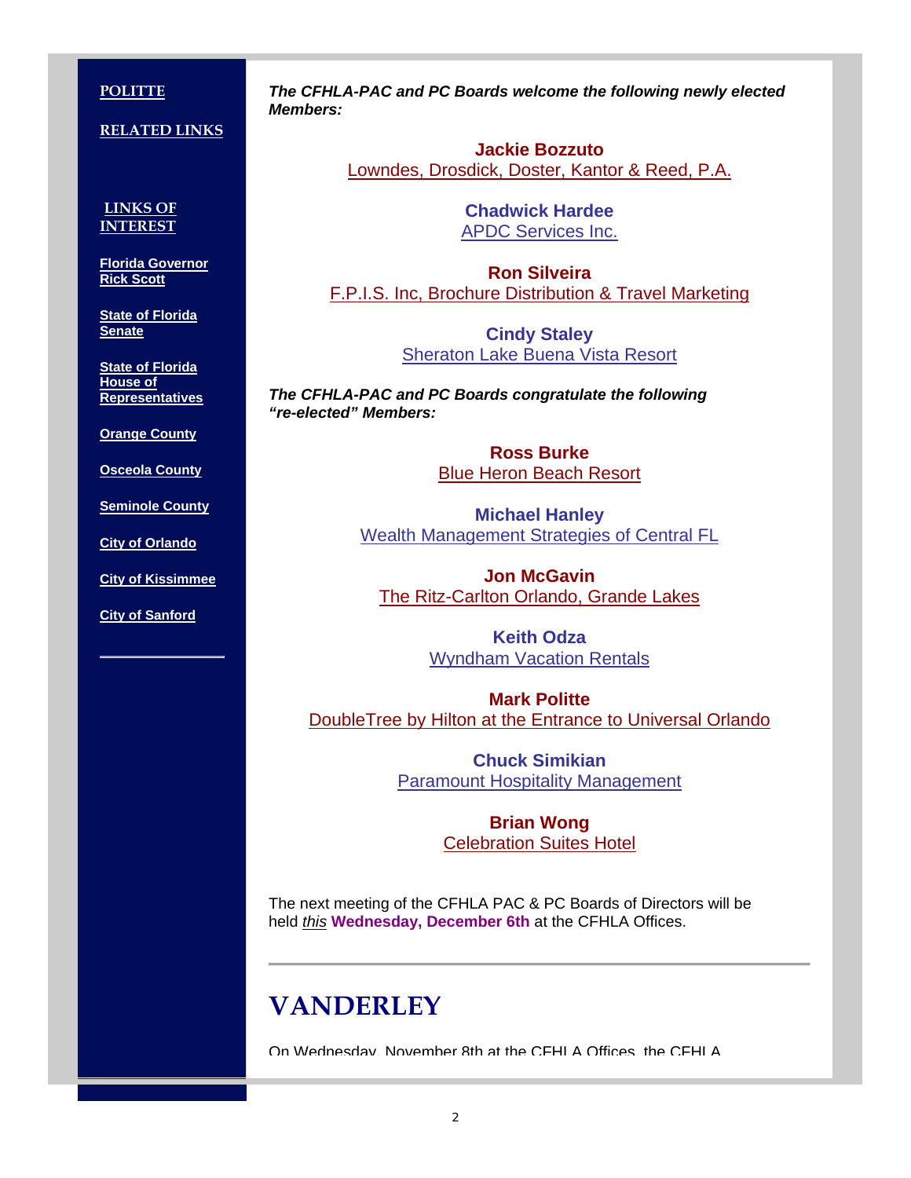**POLITTE**

**RELATED LINKS**

**LINKS OF INTEREST**

**Florida Governor Rick Scott**

**State of Florida Senate**

**State of Florida House of Representatives**

**Orange County**

**Osceola County**

**Seminole County**

**City of Orlando**

**City of Kissimmee**

**City of Sanford**

***The CFHLA-PAC and PC Boards welcome the following newly elected Members:***

**Jackie Bozzuto**
Lowndes, Drosdick, Doster, Kantor & Reed, P.A.

**Chadwick Hardee**
APDC Services Inc.

**Ron Silveira**
F.P.I.S. Inc, Brochure Distribution & Travel Marketing

**Cindy Staley**
Sheraton Lake Buena Vista Resort

***The CFHLA-PAC and PC Boards congratulate the following "re-elected" Members:***

**Ross Burke**
Blue Heron Beach Resort

**Michael Hanley**
Wealth Management Strategies of Central FL

**Jon McGavin**
The Ritz-Carlton Orlando, Grande Lakes

**Keith Odza**
Wyndham Vacation Rentals

**Mark Politte**
DoubleTree by Hilton at the Entrance to Universal Orlando

**Chuck Simikian**
Paramount Hospitality Management

**Brian Wong**
Celebration Suites Hotel

The next meeting of the CFHLA PAC & PC Boards of Directors will be held *this* **Wednesday, December 6th** at the CFHLA Offices.

---

# VANDERLEY

On Wednesday, November 8th at the CFHLA Offices, the CFHLA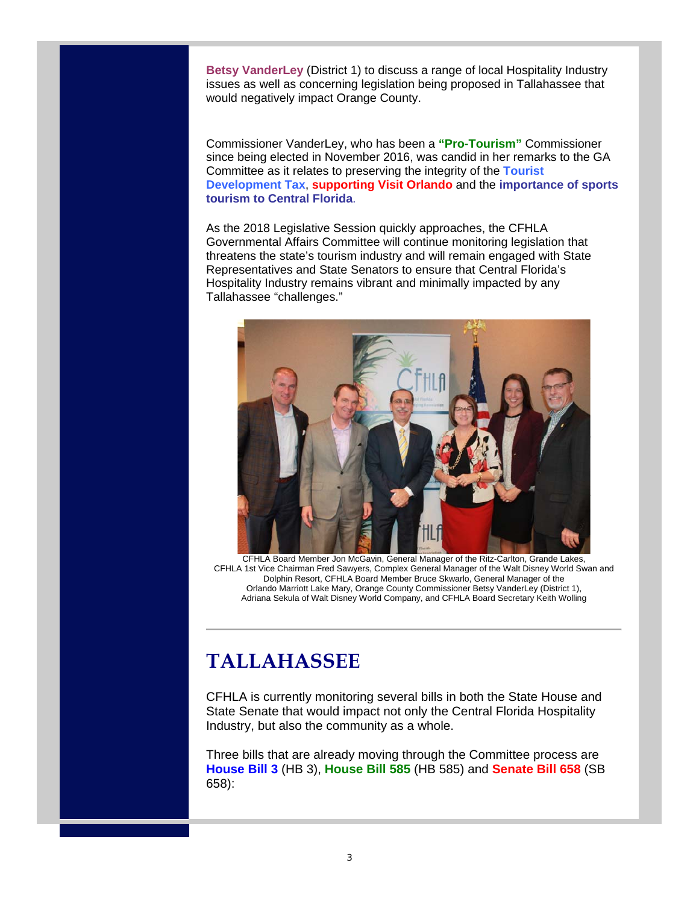**Betsy VanderLey** (District 1) to discuss a range of local Hospitality Industry issues as well as concerning legislation being proposed in Tallahassee that would negatively impact Orange County.

Commissioner VanderLey, who has been a **"Pro-Tourism"** Commissioner since being elected in November 2016, was candid in her remarks to the GA Committee as it relates to preserving the integrity of the **Tourist Development Tax**, **supporting Visit Orlando** and the **importance of sports tourism to Central Florida**.

As the 2018 Legislative Session quickly approaches, the CFHLA Governmental Affairs Committee will continue monitoring legislation that threatens the state's tourism industry and will remain engaged with State Representatives and State Senators to ensure that Central Florida's Hospitality Industry remains vibrant and minimally impacted by any Tallahassee "challenges."

CFHLA Board Member Jon McGavin, General Manager of the Ritz-Carlton, Grande Lakes, CFHLA 1st Vice Chairman Fred Sawyers, Complex General Manager of the Walt Disney World Swan and Dolphin Resort, CFHLA Board Member Bruce Skwarlo, General Manager of the Orlando Marriott Lake Mary, Orange County Commissioner Betsy VanderLey (District 1), Adriana Sekula of Walt Disney World Company, and CFHLA Board Secretary Keith Wolling

---

# TALLAHASSEE

CFHLA is currently monitoring several bills in both the State House and State Senate that would impact not only the Central Florida Hospitality Industry, but also the community as a whole.

Three bills that are already moving through the Committee process are **House Bill 3** (HB 3), **House Bill 585** (HB 585) and **Senate Bill 658** (SB 658):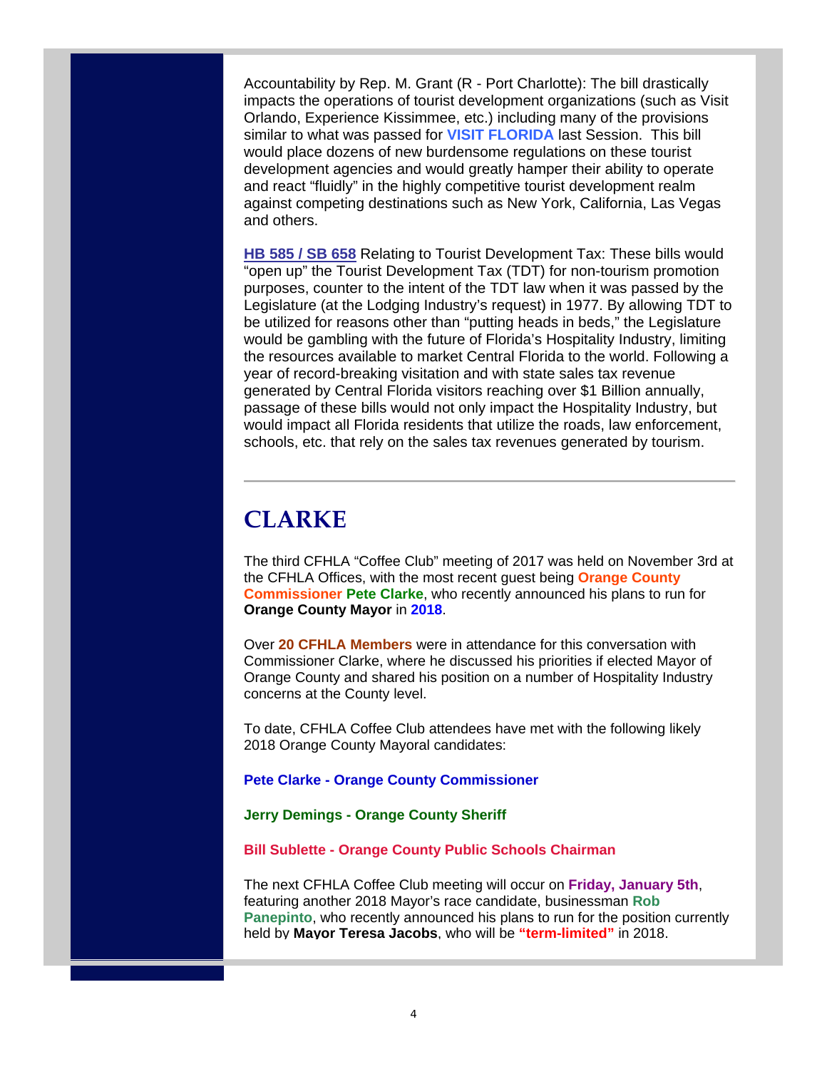Accountability by Rep. M. Grant (R - Port Charlotte): The bill drastically impacts the operations of tourist development organizations (such as Visit Orlando, Experience Kissimmee, etc.) including many of the provisions similar to what was passed for **VISIT FLORIDA** last Session. This bill would place dozens of new burdensome regulations on these tourist development agencies and would greatly hamper their ability to operate and react "fluidly" in the highly competitive tourist development realm against competing destinations such as New York, California, Las Vegas and others.

**HB 585 / SB 658** Relating to Tourist Development Tax: These bills would "open up" the Tourist Development Tax (TDT) for non-tourism promotion purposes, counter to the intent of the TDT law when it was passed by the Legislature (at the Lodging Industry's request) in 1977. By allowing TDT to be utilized for reasons other than "putting heads in beds," the Legislature would be gambling with the future of Florida's Hospitality Industry, limiting the resources available to market Central Florida to the world. Following a year of record-breaking visitation and with state sales tax revenue generated by Central Florida visitors reaching over $1 Billion annually, passage of these bills would not only impact the Hospitality Industry, but would impact all Florida residents that utilize the roads, law enforcement, schools, etc. that rely on the sales tax revenues generated by tourism.

---

# CLARKE

The third CFHLA "Coffee Club" meeting of 2017 was held on November 3rd at the CFHLA Offices, with the most recent guest being **Orange County Commissioner Pete Clarke**, who recently announced his plans to run for **Orange County Mayor** in **2018**.

Over **20 CFHLA Members** were in attendance for this conversation with Commissioner Clarke, where he discussed his priorities if elected Mayor of Orange County and shared his position on a number of Hospitality Industry concerns at the County level.

To date, CFHLA Coffee Club attendees have met with the following likely 2018 Orange County Mayoral candidates:

**Pete Clarke - Orange County Commissioner**

**Jerry Demings - Orange County Sheriff**

**Bill Sublette - Orange County Public Schools Chairman**

The next CFHLA Coffee Club meeting will occur on **Friday, January 5th**, featuring another 2018 Mayor's race candidate, businessman **Rob Panepinto**, who recently announced his plans to run for the position currently held by **Mayor Teresa Jacobs**, who will be **"term-limited"** in 2018.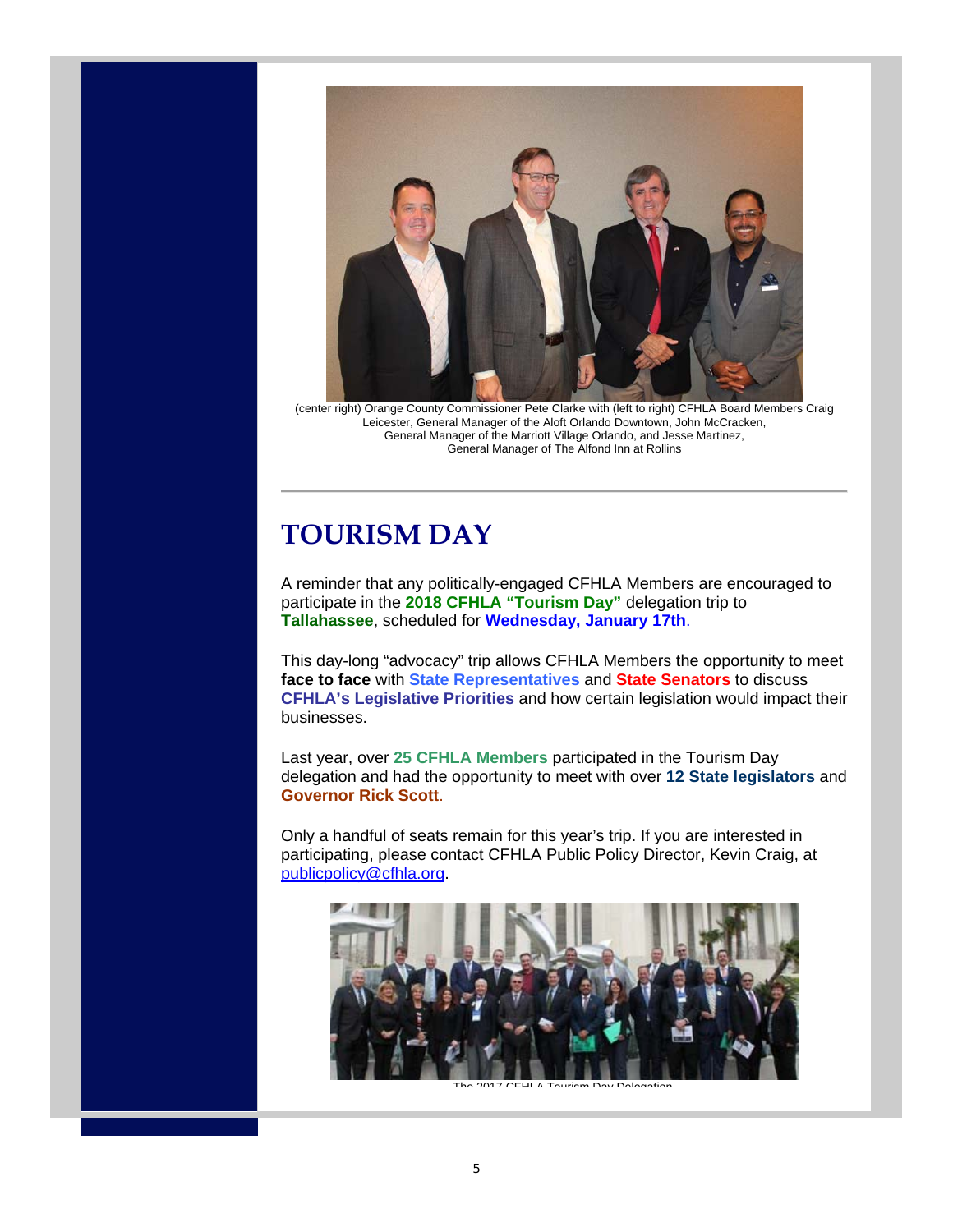(center right) Orange County Commissioner Pete Clarke with (left to right) CFHLA Board Members Craig Leicester, General Manager of the Aloft Orlando Downtown, John McCracken, General Manager of the Marriott Village Orlando, and Jesse Martinez, General Manager of The Alfond Inn at Rollins

---

# TOURISM DAY

A reminder that any politically-engaged CFHLA Members are encouraged to participate in the **2018 CFHLA "Tourism Day"** delegation trip to **Tallahassee**, scheduled for **Wednesday, January 17th**.

This day-long "advocacy" trip allows CFHLA Members the opportunity to meet **face to face** with **State Representatives** and **State Senators** to discuss **CFHLA's Legislative Priorities** and how certain legislation would impact their businesses.

Last year, over **25 CFHLA Members** participated in the Tourism Day delegation and had the opportunity to meet with over **12 State legislators** and **Governor Rick Scott**.

Only a handful of seats remain for this year's trip. If you are interested in participating, please contact CFHLA Public Policy Director, Kevin Craig, at publicpolicy@cfhla.org.

The 2017 CFHLA Tourism Day Delegation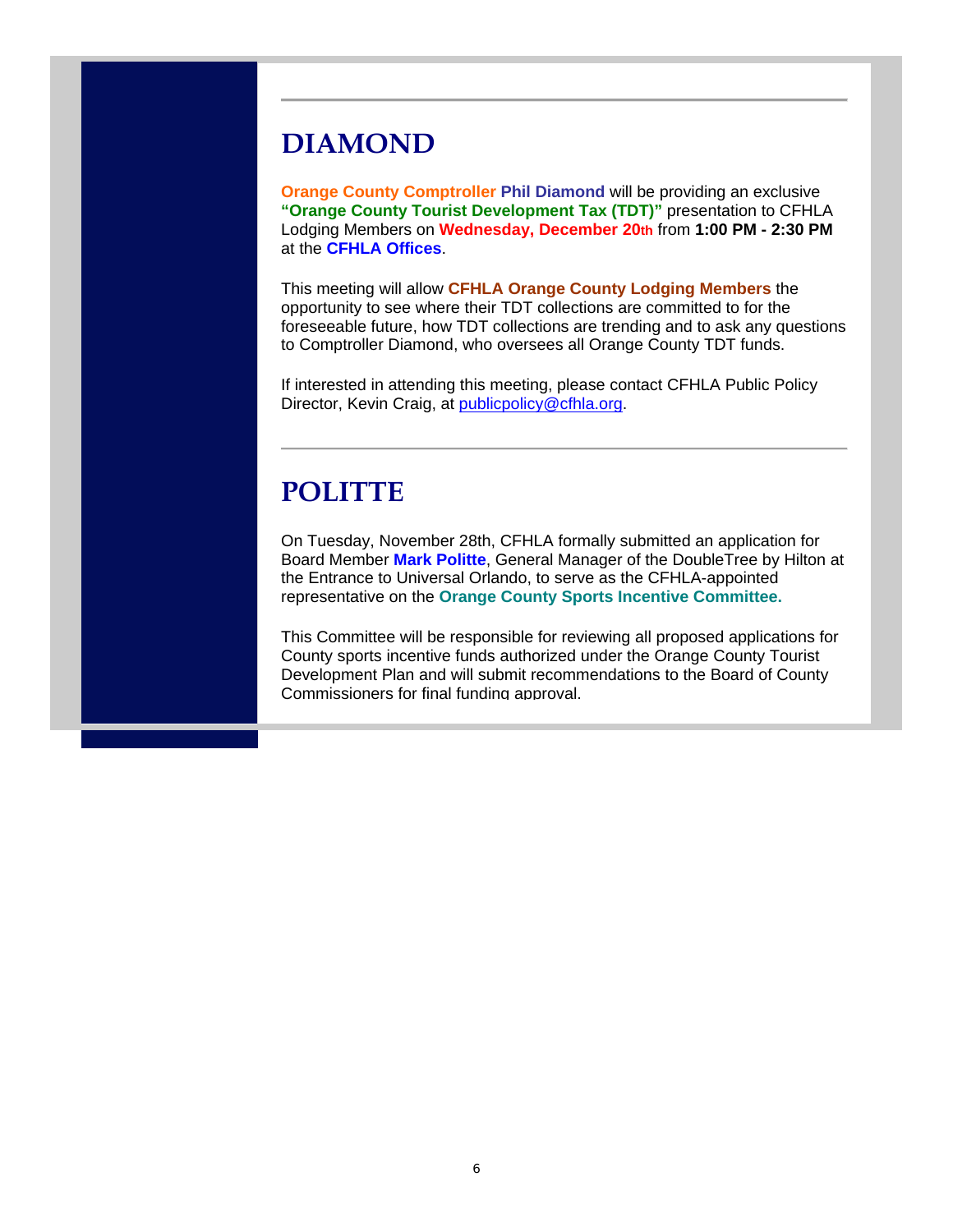---

## DIAMOND

**Orange County Comptroller Phil Diamond** will be providing an exclusive **"Orange County Tourist Development Tax (TDT)"** presentation to CFHLA Lodging Members on **Wednesday, December 20th** from **1:00 PM - 2:30 PM** at the **CFHLA Offices**.

This meeting will allow **CFHLA Orange County Lodging Members** the opportunity to see where their TDT collections are committed to for the foreseeable future, how TDT collections are trending and to ask any questions to Comptroller Diamond, who oversees all Orange County TDT funds.

If interested in attending this meeting, please contact CFHLA Public Policy Director, Kevin Craig, at publicpolicy@cfhla.org.

---

## POLITTE

On Tuesday, November 28th, CFHLA formally submitted an application for Board Member **Mark Politte**, General Manager of the DoubleTree by Hilton at the Entrance to Universal Orlando, to serve as the CFHLA-appointed representative on the **Orange County Sports Incentive Committee.**

This Committee will be responsible for reviewing all proposed applications for County sports incentive funds authorized under the Orange County Tourist Development Plan and will submit recommendations to the Board of County Commissioners for final funding approval.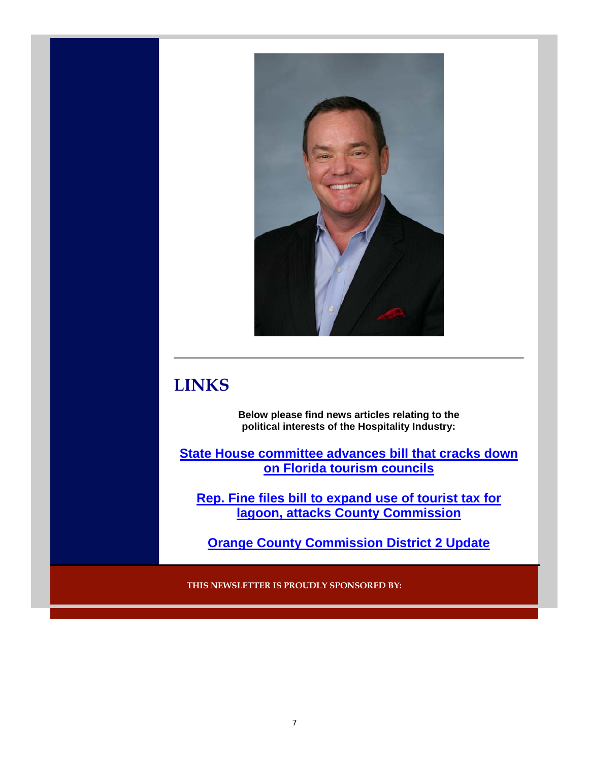## LINKS

**Below please find news articles relating to the political interests of the Hospitality Industry:**

**State House committee advances bill that cracks down on Florida tourism councils**

**Rep. Fine files bill to expand use of tourist tax for lagoon, attacks County Commission**

**Orange County Commission District 2 Update**

THIS NEWSLETTER IS PROUDLY SPONSORED BY: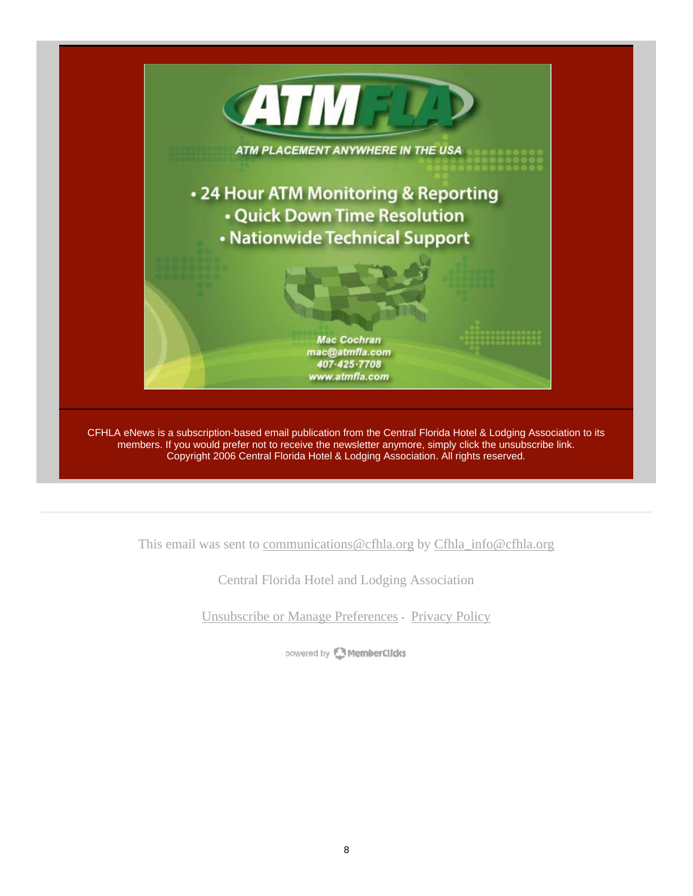ATMFLA

ATM PLACEMENT ANYWHERE IN THE USA

- 24 Hour ATM Monitoring & Reporting
- Quick Down Time Resolution
- Nationwide Technical Support

Mac Cochran
mac@atmfla.com
407·425·7708
www.atmfla.com

CFHLA eNews is a subscription-based email publication from the Central Florida Hotel & Lodging Association to its members. If you would prefer not to receive the newsletter anymore, simply click the unsubscribe link. Copyright 2006 Central Florida Hotel & Lodging Association. All rights reserved.

---

This email was sent to communications@cfhla.org by Cfhla_info@cfhla.org

Central Florida Hotel and Lodging Association

Unsubscribe or Manage Preferences · Privacy Policy

powered by MemberClicks